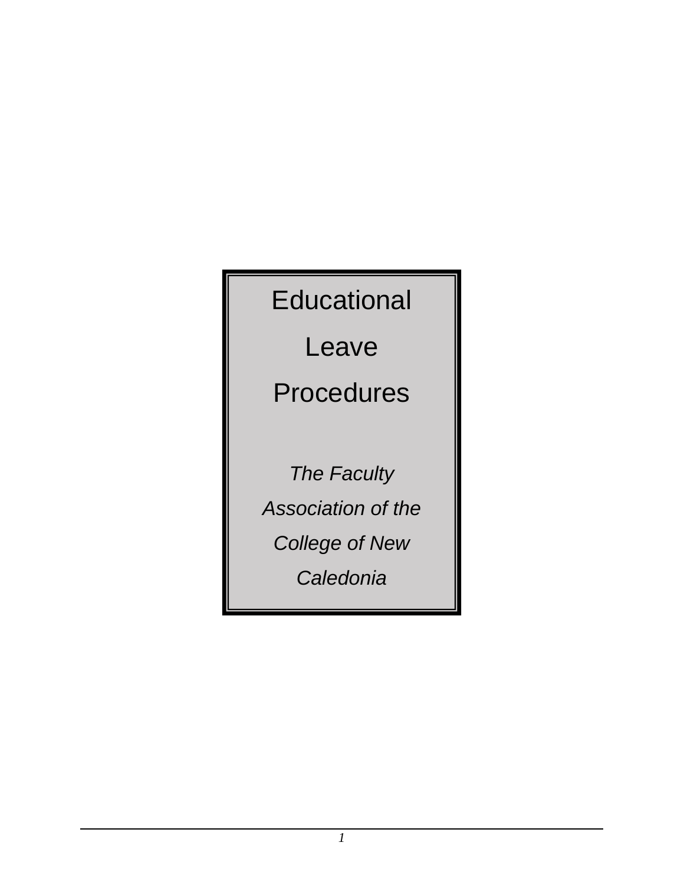# Educational Leave Procedures

*The Faculty Association of the College of New Caledonia*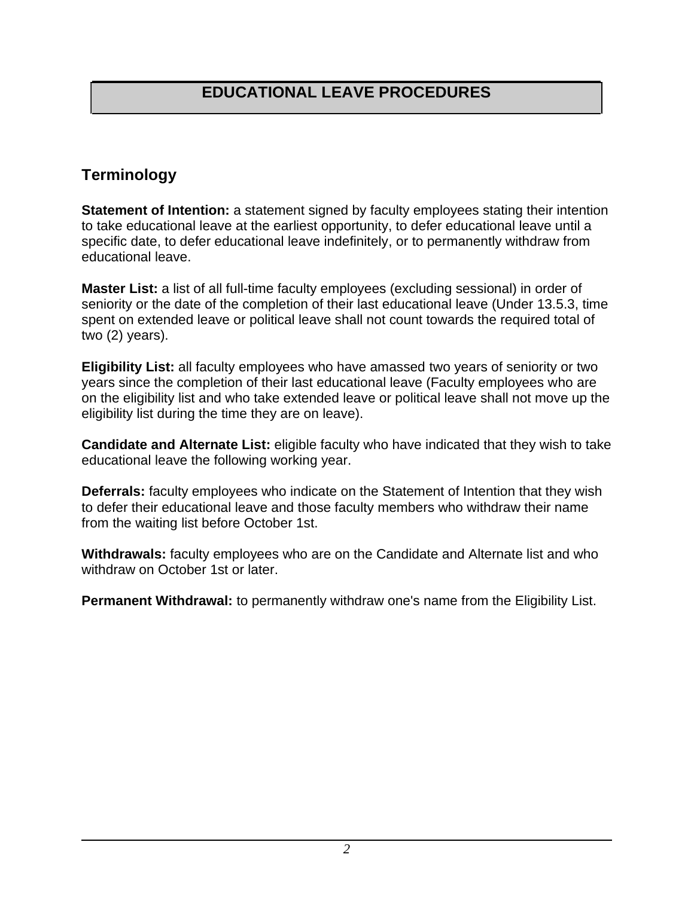# EDUCATIONAL LEAVE PROCEDURES

## Terminology

**Statement of Intention:** a statement signed by faculty employees stating their intention to take educational leave at the earliest opportunity, to defer educational leave until a specific date, to defer educational leave indefinitely, or to permanently withdraw from educational leave.

**Master List:** a list of all full-time faculty employees (excluding sessional) in order of seniority or the date of the completion of their last educational leave (Under 13.5.3, time spent on extended leave or political leave shall not count towards the required total of two (2) years).

**Eligibility List:** all faculty employees who have amassed two years of seniority or two years since the completion of their last educational leave (Faculty employees who are on the eligibility list and who take extended leave or political leave shall not move up the eligibility list during the time they are on leave).

**Candidate and Alternate List:** eligible faculty who have indicated that they wish to take educational leave the following working year.

**Deferrals:** faculty employees who indicate on the Statement of Intention that they wish to defer their educational leave and those faculty members who withdraw their name from the waiting list before October 1st.

**Withdrawals:** faculty employees who are on the Candidate and Alternate list and who withdraw on October 1st or later.

**Permanent Withdrawal:** to permanently withdraw one's name from the Eligibility List.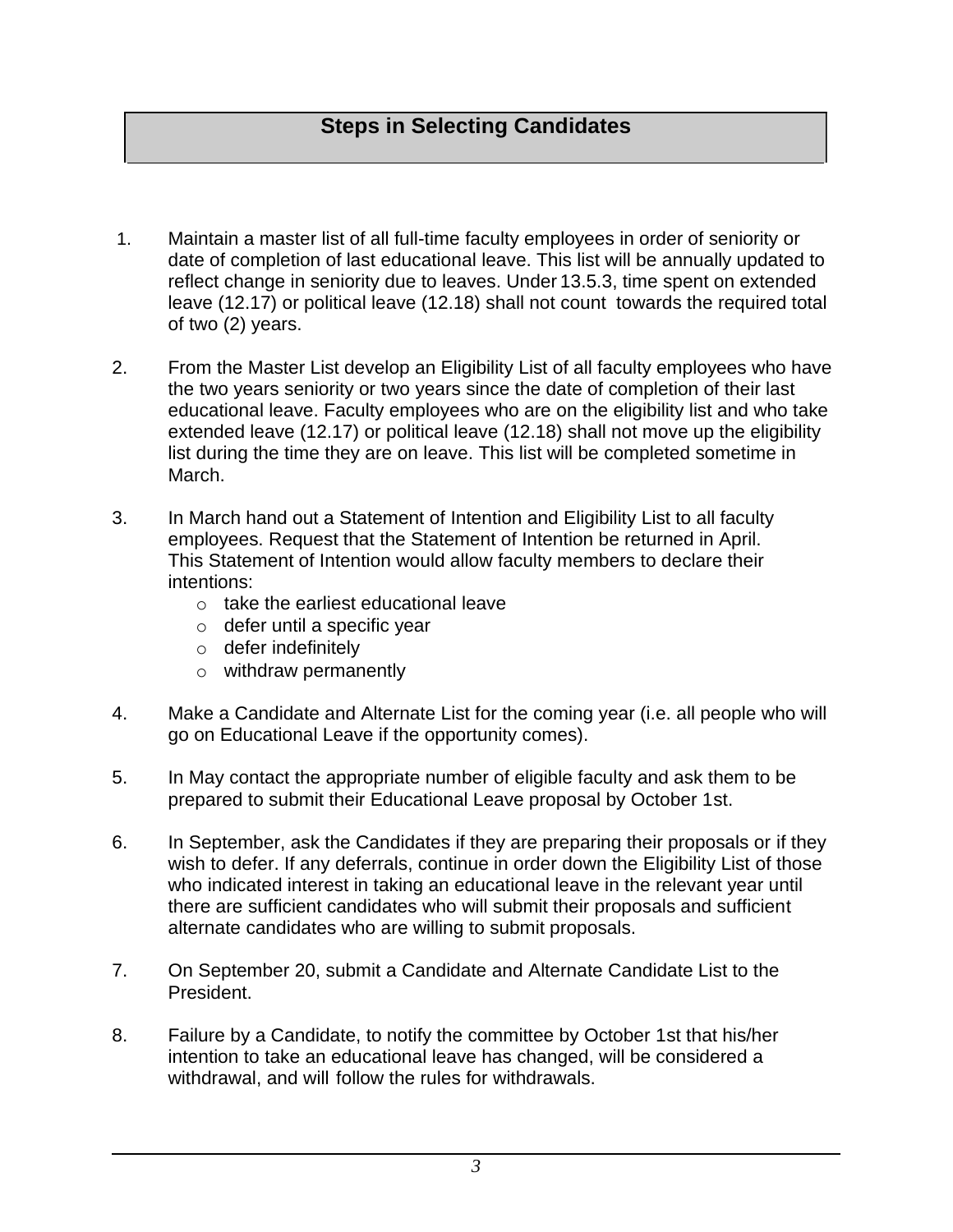## Steps in Selecting Candidates

1. Maintain a master list of all full-time faculty employees in order of seniority or date of completion of last educational leave. This list will be annually updated to reflect change in seniority due to leaves. Under 13.5.3, time spent on extended leave (12.17) or political leave (12.18) shall not count towards the required total of two (2) years.

2. From the Master List develop an Eligibility List of all faculty employees who have the two years seniority or two years since the date of completion of their last educational leave. Faculty employees who are on the eligibility list and who take extended leave (12.17) or political leave (12.18) shall not move up the eligibility list during the time they are on leave. This list will be completed sometime in March.

3. In March hand out a Statement of Intention and Eligibility List to all faculty employees. Request that the Statement of Intention be returned in April. This Statement of Intention would allow faculty members to declare their intentions:
   - take the earliest educational leave
   - defer until a specific year
   - defer indefinitely
   - withdraw permanently

4. Make a Candidate and Alternate List for the coming year (i.e. all people who will go on Educational Leave if the opportunity comes).

5. In May contact the appropriate number of eligible faculty and ask them to be prepared to submit their Educational Leave proposal by October 1st.

6. In September, ask the Candidates if they are preparing their proposals or if they wish to defer. If any deferrals, continue in order down the Eligibility List of those who indicated interest in taking an educational leave in the relevant year until there are sufficient candidates who will submit their proposals and sufficient alternate candidates who are willing to submit proposals.

7. On September 20, submit a Candidate and Alternate Candidate List to the President.

8. Failure by a Candidate, to notify the committee by October 1st that his/her intention to take an educational leave has changed, will be considered a withdrawal, and will follow the rules for withdrawals.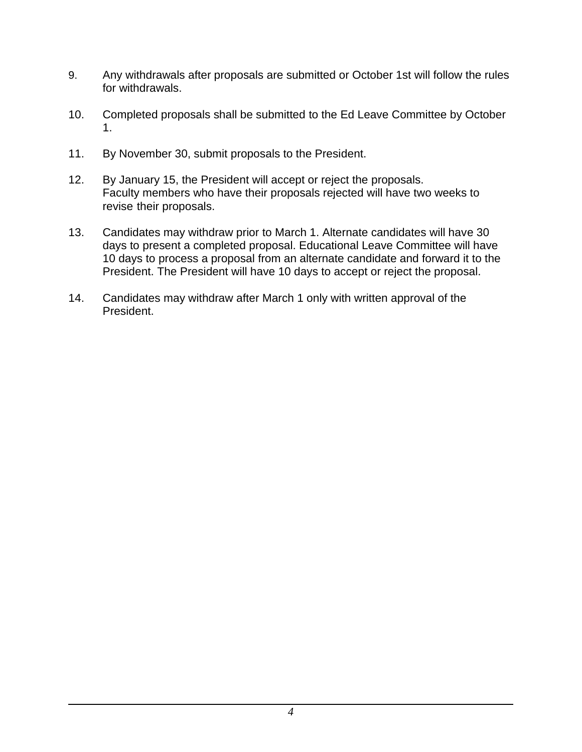9. Any withdrawals after proposals are submitted or October 1st will follow the rules for withdrawals.

10. Completed proposals shall be submitted to the Ed Leave Committee by October 1.

11. By November 30, submit proposals to the President.

12. By January 15, the President will accept or reject the proposals.
    Faculty members who have their proposals rejected will have two weeks to revise their proposals.

13. Candidates may withdraw prior to March 1. Alternate candidates will have 30 days to present a completed proposal. Educational Leave Committee will have 10 days to process a proposal from an alternate candidate and forward it to the President. The President will have 10 days to accept or reject the proposal.

14. Candidates may withdraw after March 1 only with written approval of the President.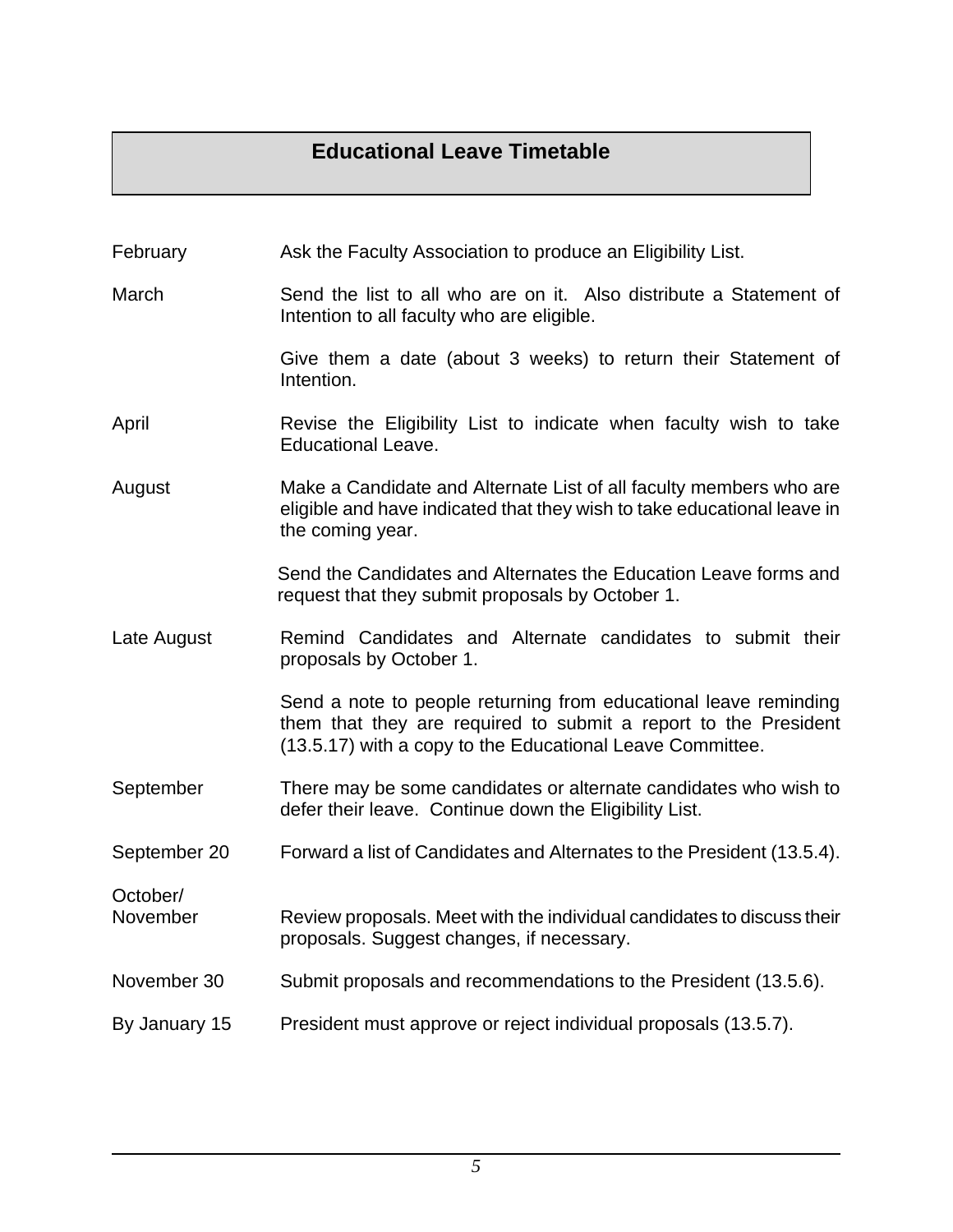# Educational Leave Timetable

| | |
|---|---|
| February | Ask the Faculty Association to produce an Eligibility List. |
| March | Send the list to all who are on it. Also distribute a Statement of Intention to all faculty who are eligible.<br><br>Give them a date (about 3 weeks) to return their Statement of Intention. |
| April | Revise the Eligibility List to indicate when faculty wish to take Educational Leave. |
| August | Make a Candidate and Alternate List of all faculty members who are eligible and have indicated that they wish to take educational leave in the coming year.<br><br>Send the Candidates and Alternates the Education Leave forms and request that they submit proposals by October 1. |
| Late August | Remind Candidates and Alternate candidates to submit their proposals by October 1.<br><br>Send a note to people returning from educational leave reminding them that they are required to submit a report to the President (13.5.17) with a copy to the Educational Leave Committee. |
| September | There may be some candidates or alternate candidates who wish to defer their leave. Continue down the Eligibility List. |
| September 20 | Forward a list of Candidates and Alternates to the President (13.5.4). |
| October/ November | Review proposals. Meet with the individual candidates to discuss their proposals. Suggest changes, if necessary. |
| November 30 | Submit proposals and recommendations to the President (13.5.6). |
| By January 15 | President must approve or reject individual proposals (13.5.7). |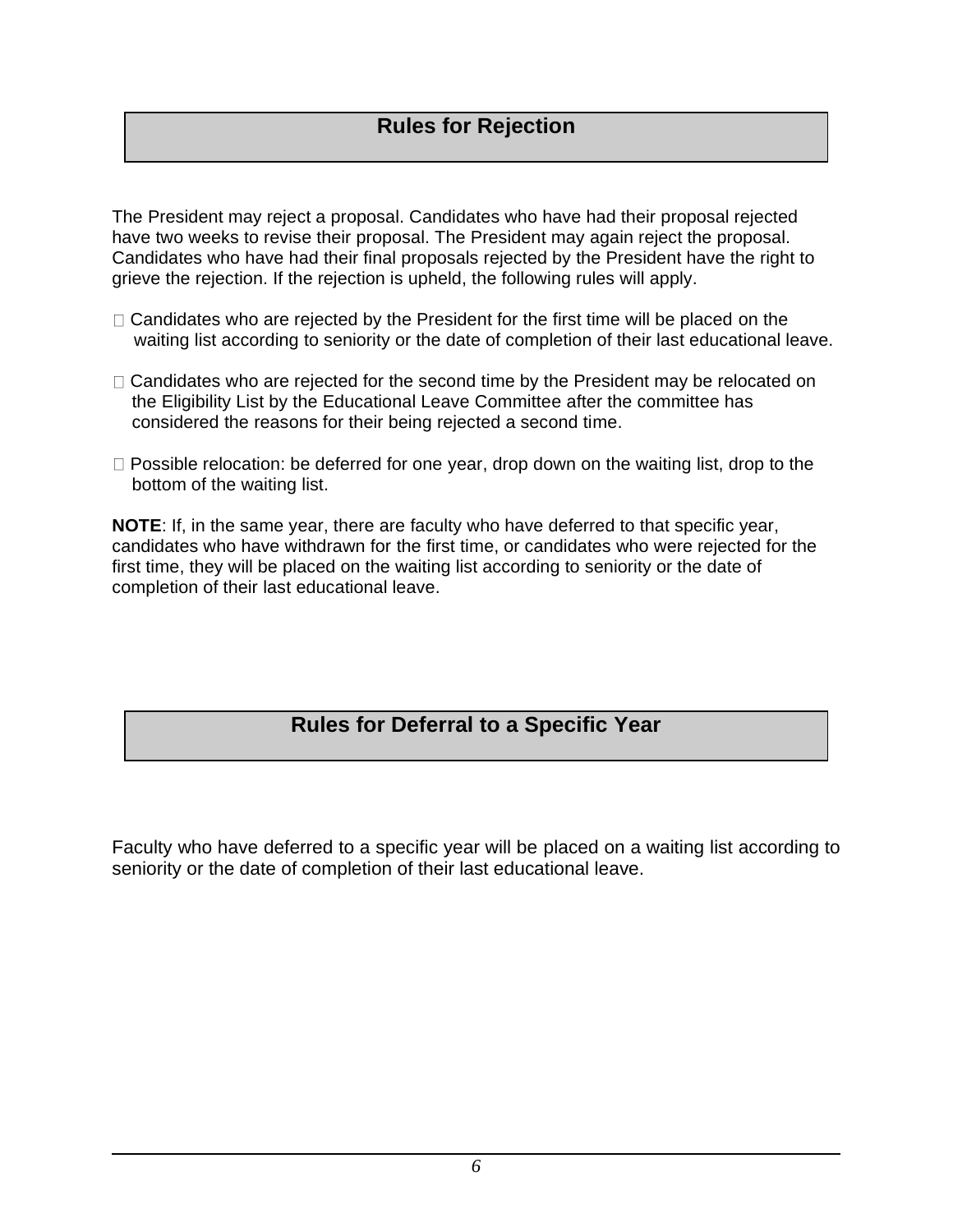## Rules for Rejection

The President may reject a proposal. Candidates who have had their proposal rejected have two weeks to revise their proposal. The President may again reject the proposal. Candidates who have had their final proposals rejected by the President have the right to grieve the rejection. If the rejection is upheld, the following rules will apply.

- Candidates who are rejected by the President for the first time will be placed on the waiting list according to seniority or the date of completion of their last educational leave.
- Candidates who are rejected for the second time by the President may be relocated on the Eligibility List by the Educational Leave Committee after the committee has considered the reasons for their being rejected a second time.
- Possible relocation: be deferred for one year, drop down on the waiting list, drop to the bottom of the waiting list.

**NOTE**: If, in the same year, there are faculty who have deferred to that specific year, candidates who have withdrawn for the first time, or candidates who were rejected for the first time, they will be placed on the waiting list according to seniority or the date of completion of their last educational leave.

## Rules for Deferral to a Specific Year

Faculty who have deferred to a specific year will be placed on a waiting list according to seniority or the date of completion of their last educational leave.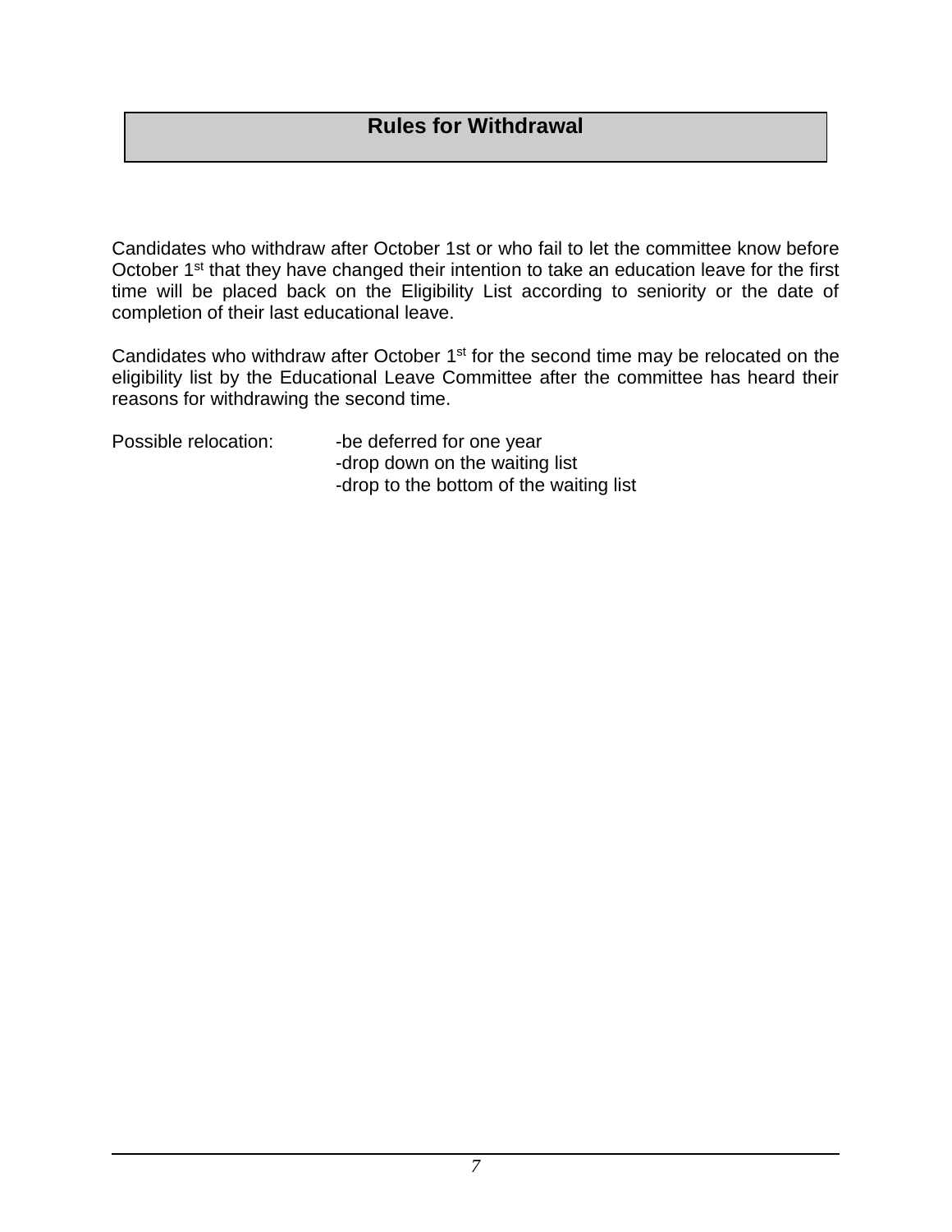## Rules for Withdrawal

Candidates who withdraw after October 1st or who fail to let the committee know before October 1st that they have changed their intention to take an education leave for the first time will be placed back on the Eligibility List according to seniority or the date of completion of their last educational leave.

Candidates who withdraw after October 1st for the second time may be relocated on the eligibility list by the Educational Leave Committee after the committee has heard their reasons for withdrawing the second time.

Possible relocation:

- be deferred for one year
- drop down on the waiting list
- drop to the bottom of the waiting list